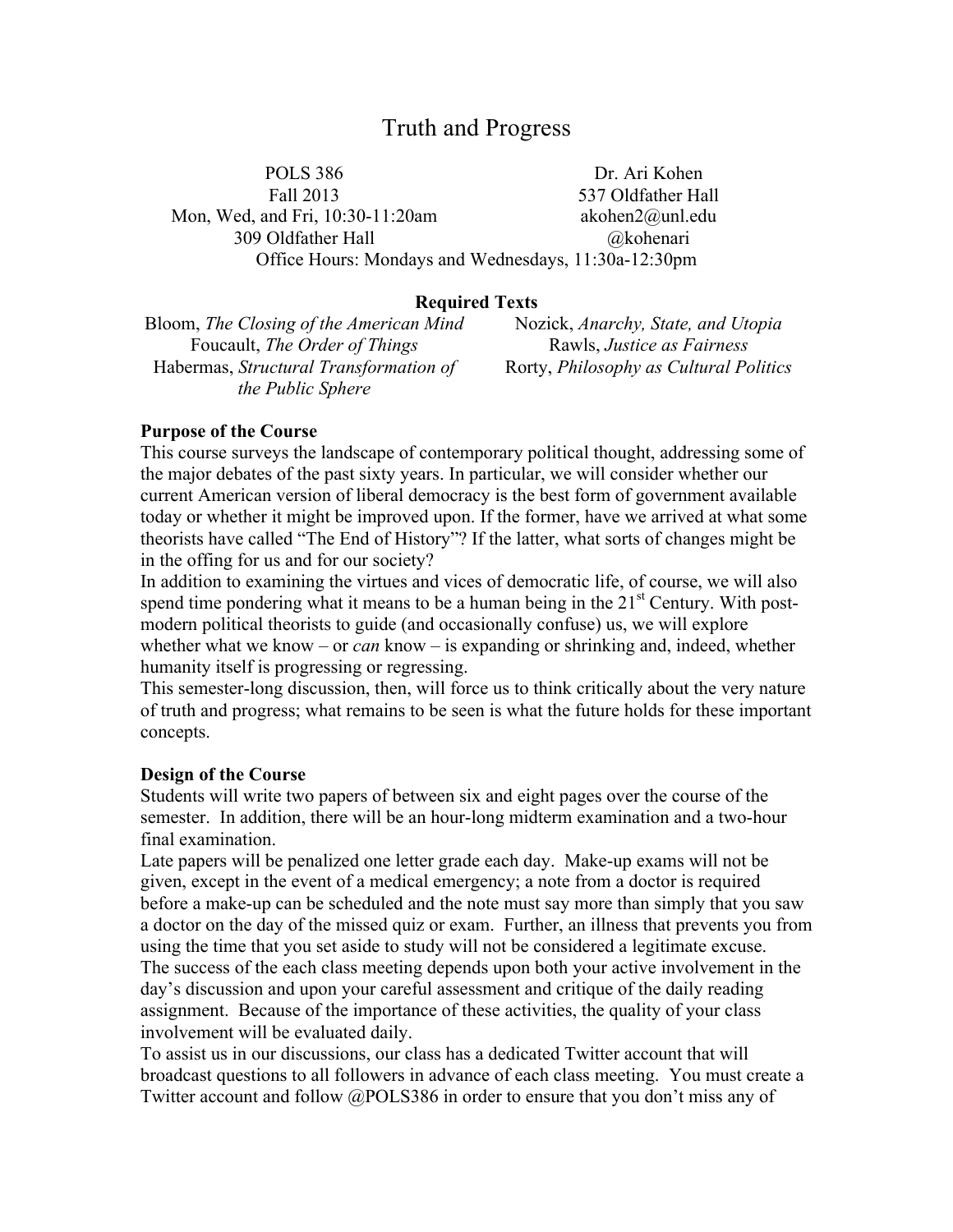# Truth and Progress

POLS 386
Fall 2013
Mon, Wed, and Fri, 10:30-11:20am
309 Oldfather Hall

Dr. Ari Kohen
537 Oldfather Hall
akohen2@unl.edu
@kohenari

Office Hours: Mondays and Wednesdays, 11:30a-12:30pm

**Required Texts**

Bloom, *The Closing of the American Mind*
Foucault, *The Order of Things*
Habermas, *Structural Transformation of the Public Sphere*
Nozick, *Anarchy, State, and Utopia*
Rawls, *Justice as Fairness*
Rorty, *Philosophy as Cultural Politics*

**Purpose of the Course**

This course surveys the landscape of contemporary political thought, addressing some of the major debates of the past sixty years. In particular, we will consider whether our current American version of liberal democracy is the best form of government available today or whether it might be improved upon. If the former, have we arrived at what some theorists have called "The End of History"? If the latter, what sorts of changes might be in the offing for us and for our society?

In addition to examining the virtues and vices of democratic life, of course, we will also spend time pondering what it means to be a human being in the 21st Century. With post-modern political theorists to guide (and occasionally confuse) us, we will explore whether what we know – or *can* know – is expanding or shrinking and, indeed, whether humanity itself is progressing or regressing.

This semester-long discussion, then, will force us to think critically about the very nature of truth and progress; what remains to be seen is what the future holds for these important concepts.

**Design of the Course**

Students will write two papers of between six and eight pages over the course of the semester. In addition, there will be an hour-long midterm examination and a two-hour final examination.

Late papers will be penalized one letter grade each day. Make-up exams will not be given, except in the event of a medical emergency; a note from a doctor is required before a make-up can be scheduled and the note must say more than simply that you saw a doctor on the day of the missed quiz or exam. Further, an illness that prevents you from using the time that you set aside to study will not be considered a legitimate excuse.

The success of the each class meeting depends upon both your active involvement in the day's discussion and upon your careful assessment and critique of the daily reading assignment. Because of the importance of these activities, the quality of your class involvement will be evaluated daily.

To assist us in our discussions, our class has a dedicated Twitter account that will broadcast questions to all followers in advance of each class meeting. You must create a Twitter account and follow @POLS386 in order to ensure that you don't miss any of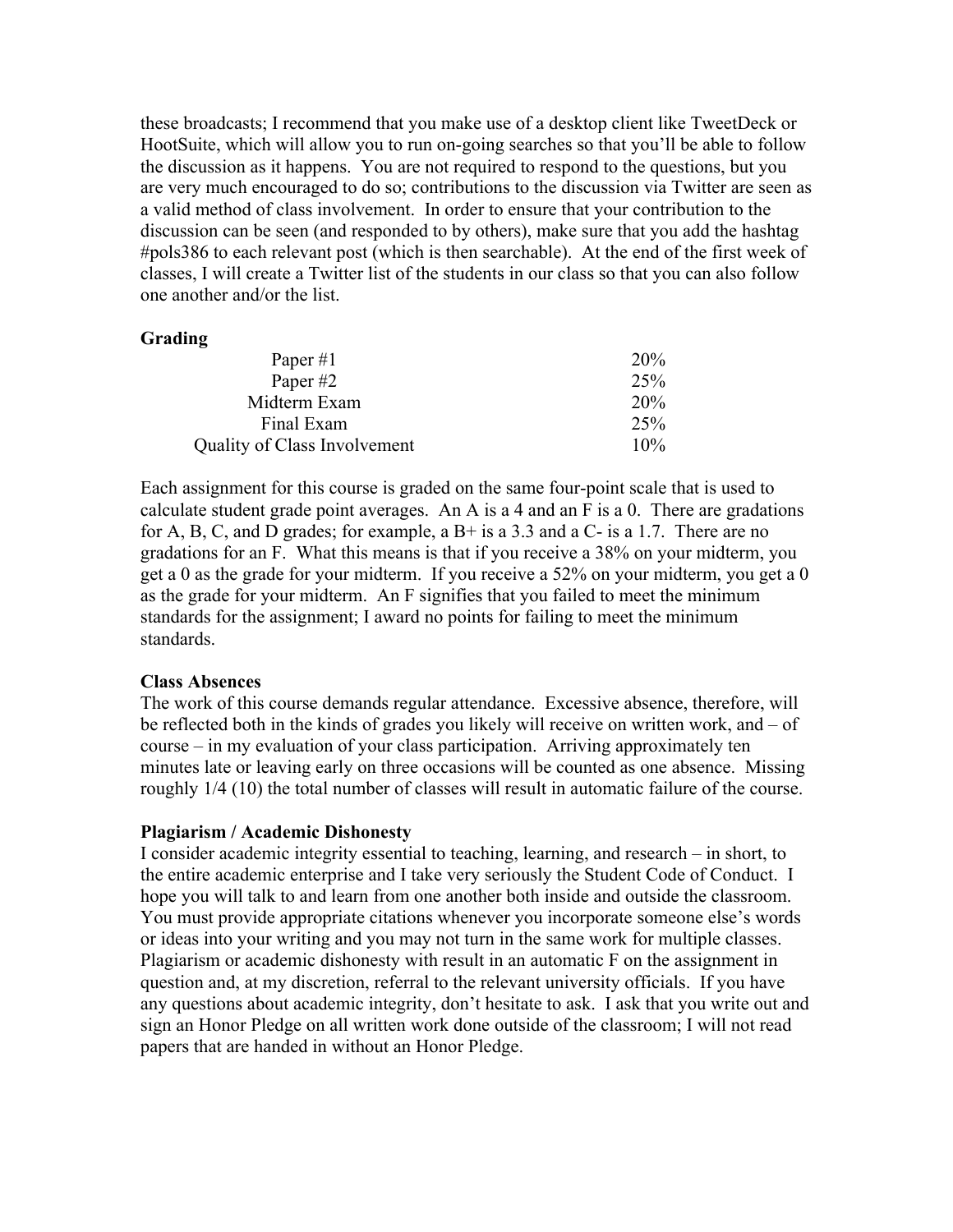these broadcasts; I recommend that you make use of a desktop client like TweetDeck or HootSuite, which will allow you to run on-going searches so that you'll be able to follow the discussion as it happens. You are not required to respond to the questions, but you are very much encouraged to do so; contributions to the discussion via Twitter are seen as a valid method of class involvement. In order to ensure that your contribution to the discussion can be seen (and responded to by others), make sure that you add the hashtag #pols386 to each relevant post (which is then searchable). At the end of the first week of classes, I will create a Twitter list of the students in our class so that you can also follow one another and/or the list.

**Grading**

| | |
|---|---|
| Paper #1 | 20% |
| Paper #2 | 25% |
| Midterm Exam | 20% |
| Final Exam | 25% |
| Quality of Class Involvement | 10% |

Each assignment for this course is graded on the same four-point scale that is used to calculate student grade point averages. An A is a 4 and an F is a 0. There are gradations for A, B, C, and D grades; for example, a B+ is a 3.3 and a C- is a 1.7. There are no gradations for an F. What this means is that if you receive a 38% on your midterm, you get a 0 as the grade for your midterm. If you receive a 52% on your midterm, you get a 0 as the grade for your midterm. An F signifies that you failed to meet the minimum standards for the assignment; I award no points for failing to meet the minimum standards.

**Class Absences**

The work of this course demands regular attendance. Excessive absence, therefore, will be reflected both in the kinds of grades you likely will receive on written work, and – of course – in my evaluation of your class participation. Arriving approximately ten minutes late or leaving early on three occasions will be counted as one absence. Missing roughly 1/4 (10) the total number of classes will result in automatic failure of the course.

**Plagiarism / Academic Dishonesty**

I consider academic integrity essential to teaching, learning, and research – in short, to the entire academic enterprise and I take very seriously the Student Code of Conduct. I hope you will talk to and learn from one another both inside and outside the classroom. You must provide appropriate citations whenever you incorporate someone else's words or ideas into your writing and you may not turn in the same work for multiple classes. Plagiarism or academic dishonesty with result in an automatic F on the assignment in question and, at my discretion, referral to the relevant university officials. If you have any questions about academic integrity, don't hesitate to ask. I ask that you write out and sign an Honor Pledge on all written work done outside of the classroom; I will not read papers that are handed in without an Honor Pledge.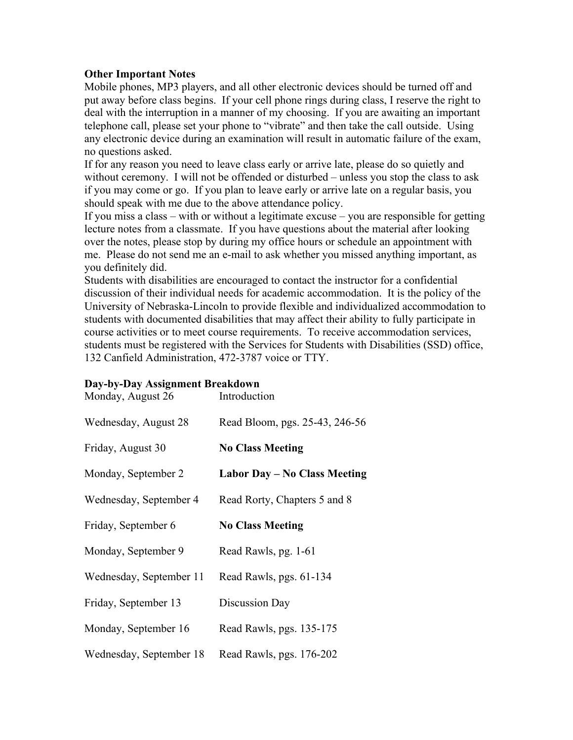**Other Important Notes**

Mobile phones, MP3 players, and all other electronic devices should be turned off and put away before class begins. If your cell phone rings during class, I reserve the right to deal with the interruption in a manner of my choosing. If you are awaiting an important telephone call, please set your phone to "vibrate" and then take the call outside. Using any electronic device during an examination will result in automatic failure of the exam, no questions asked.

If for any reason you need to leave class early or arrive late, please do so quietly and without ceremony. I will not be offended or disturbed – unless you stop the class to ask if you may come or go. If you plan to leave early or arrive late on a regular basis, you should speak with me due to the above attendance policy.

If you miss a class – with or without a legitimate excuse – you are responsible for getting lecture notes from a classmate. If you have questions about the material after looking over the notes, please stop by during my office hours or schedule an appointment with me. Please do not send me an e-mail to ask whether you missed anything important, as you definitely did.

Students with disabilities are encouraged to contact the instructor for a confidential discussion of their individual needs for academic accommodation. It is the policy of the University of Nebraska-Lincoln to provide flexible and individualized accommodation to students with documented disabilities that may affect their ability to fully participate in course activities or to meet course requirements. To receive accommodation services, students must be registered with the Services for Students with Disabilities (SSD) office, 132 Canfield Administration, 472-3787 voice or TTY.

**Day-by-Day Assignment Breakdown**

| | |
|---|---|
| Monday, August 26 | Introduction |
| Wednesday, August 28 | Read Bloom, pgs. 25-43, 246-56 |
| Friday, August 30 | **No Class Meeting** |
| Monday, September 2 | **Labor Day – No Class Meeting** |
| Wednesday, September 4 | Read Rorty, Chapters 5 and 8 |
| Friday, September 6 | **No Class Meeting** |
| Monday, September 9 | Read Rawls, pg. 1-61 |
| Wednesday, September 11 | Read Rawls, pgs. 61-134 |
| Friday, September 13 | Discussion Day |
| Monday, September 16 | Read Rawls, pgs. 135-175 |
| Wednesday, September 18 | Read Rawls, pgs. 176-202 |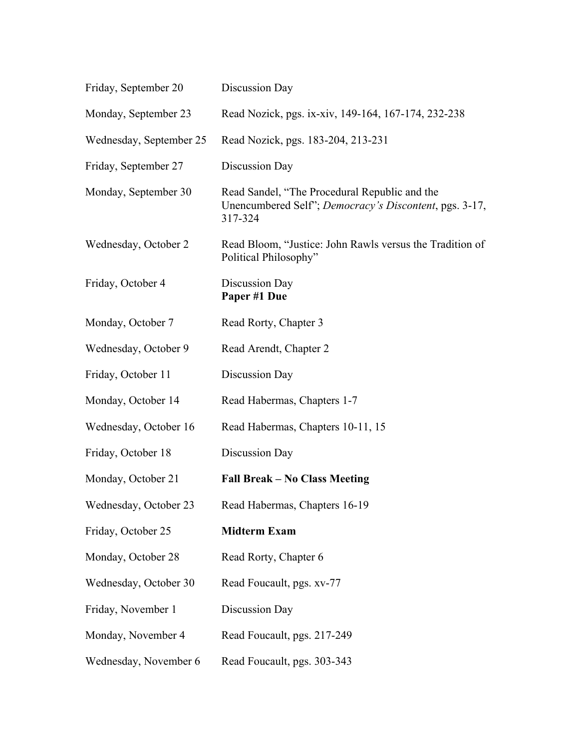| | |
|---|---|
| Friday, September 20 | Discussion Day |
| Monday, September 23 | Read Nozick, pgs. ix-xiv, 149-164, 167-174, 232-238 |
| Wednesday, September 25 | Read Nozick, pgs. 183-204, 213-231 |
| Friday, September 27 | Discussion Day |
| Monday, September 30 | Read Sandel, "The Procedural Republic and the Unencumbered Self"; *Democracy's Discontent*, pgs. 3-17, 317-324 |
| Wednesday, October 2 | Read Bloom, "Justice: John Rawls versus the Tradition of Political Philosophy" |
| Friday, October 4 | Discussion Day<br>**Paper #1 Due** |
| Monday, October 7 | Read Rorty, Chapter 3 |
| Wednesday, October 9 | Read Arendt, Chapter 2 |
| Friday, October 11 | Discussion Day |
| Monday, October 14 | Read Habermas, Chapters 1-7 |
| Wednesday, October 16 | Read Habermas, Chapters 10-11, 15 |
| Friday, October 18 | Discussion Day |
| Monday, October 21 | **Fall Break – No Class Meeting** |
| Wednesday, October 23 | Read Habermas, Chapters 16-19 |
| Friday, October 25 | **Midterm Exam** |
| Monday, October 28 | Read Rorty, Chapter 6 |
| Wednesday, October 30 | Read Foucault, pgs. xv-77 |
| Friday, November 1 | Discussion Day |
| Monday, November 4 | Read Foucault, pgs. 217-249 |
| Wednesday, November 6 | Read Foucault, pgs. 303-343 |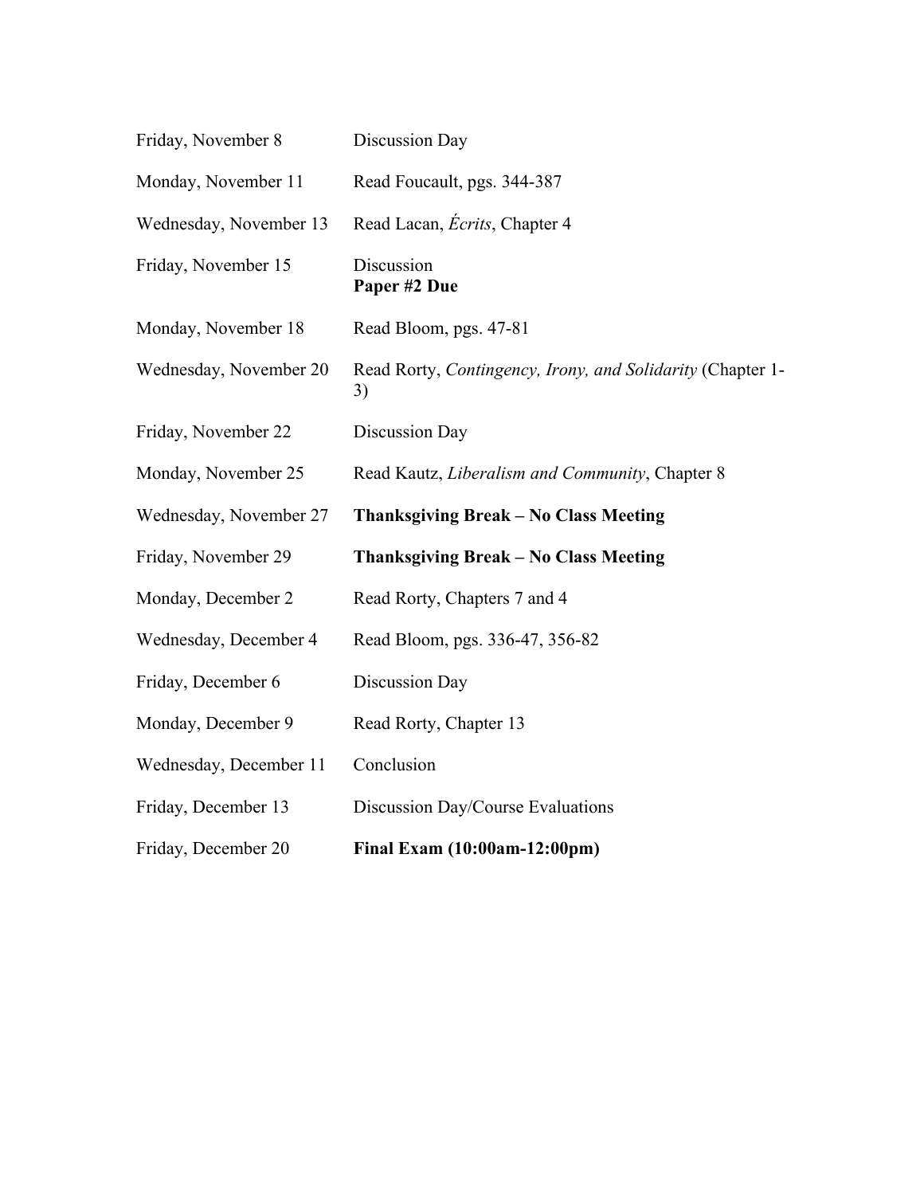| | |
|---|---|
| Friday, November 8 | Discussion Day |
| Monday, November 11 | Read Foucault, pgs. 344-387 |
| Wednesday, November 13 | Read Lacan, *Écrits*, Chapter 4 |
| Friday, November 15 | Discussion<br>**Paper #2 Due** |
| Monday, November 18 | Read Bloom, pgs. 47-81 |
| Wednesday, November 20 | Read Rorty, *Contingency, Irony, and Solidarity* (Chapter 1-3) |
| Friday, November 22 | Discussion Day |
| Monday, November 25 | Read Kautz, *Liberalism and Community*, Chapter 8 |
| Wednesday, November 27 | **Thanksgiving Break – No Class Meeting** |
| Friday, November 29 | **Thanksgiving Break – No Class Meeting** |
| Monday, December 2 | Read Rorty, Chapters 7 and 4 |
| Wednesday, December 4 | Read Bloom, pgs. 336-47, 356-82 |
| Friday, December 6 | Discussion Day |
| Monday, December 9 | Read Rorty, Chapter 13 |
| Wednesday, December 11 | Conclusion |
| Friday, December 13 | Discussion Day/Course Evaluations |
| Friday, December 20 | **Final Exam (10:00am-12:00pm)** |